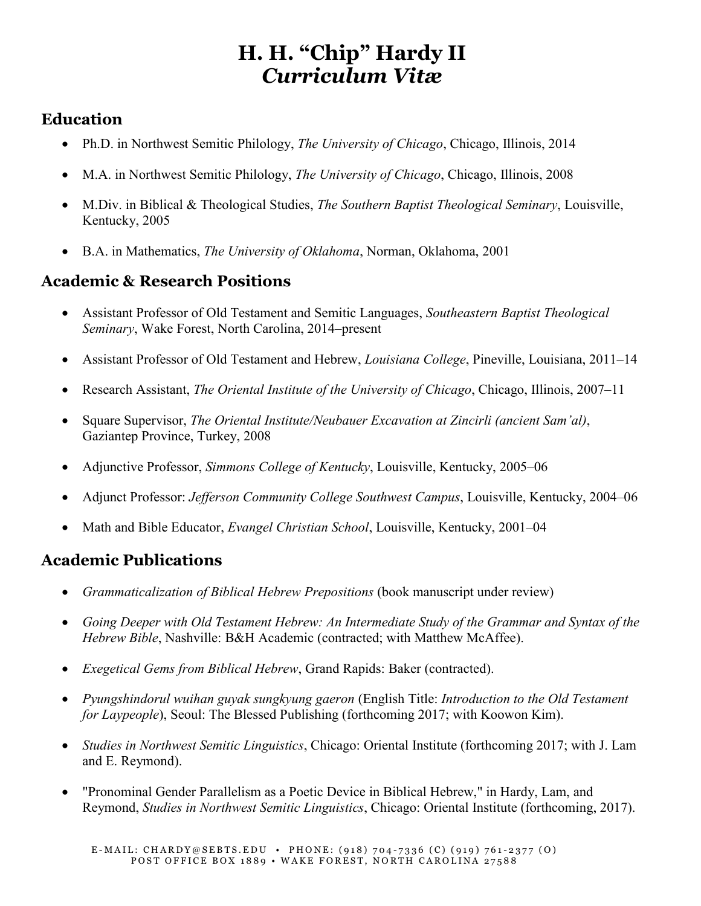# H. H. "Chip" Hardy II
## *Curriculum Vitæ*

## Education

- Ph.D. in Northwest Semitic Philology, *The University of Chicago*, Chicago, Illinois, 2014
- M.A. in Northwest Semitic Philology, *The University of Chicago*, Chicago, Illinois, 2008
- M.Div. in Biblical & Theological Studies, *The Southern Baptist Theological Seminary*, Louisville, Kentucky, 2005
- B.A. in Mathematics, *The University of Oklahoma*, Norman, Oklahoma, 2001

## Academic & Research Positions

- Assistant Professor of Old Testament and Semitic Languages, *Southeastern Baptist Theological Seminary*, Wake Forest, North Carolina, 2014–present
- Assistant Professor of Old Testament and Hebrew, *Louisiana College*, Pineville, Louisiana, 2011–14
- Research Assistant, *The Oriental Institute of the University of Chicago*, Chicago, Illinois, 2007–11
- Square Supervisor, *The Oriental Institute/Neubauer Excavation at Zincirli (ancient Sam'al)*, Gaziantep Province, Turkey, 2008
- Adjunctive Professor, *Simmons College of Kentucky*, Louisville, Kentucky, 2005–06
- Adjunct Professor: *Jefferson Community College Southwest Campus*, Louisville, Kentucky, 2004–06
- Math and Bible Educator, *Evangel Christian School*, Louisville, Kentucky, 2001–04

## Academic Publications

- *Grammaticalization of Biblical Hebrew Prepositions* (book manuscript under review)
- *Going Deeper with Old Testament Hebrew: An Intermediate Study of the Grammar and Syntax of the Hebrew Bible*, Nashville: B&H Academic (contracted; with Matthew McAffee).
- *Exegetical Gems from Biblical Hebrew*, Grand Rapids: Baker (contracted).
- *Pyungshindorul wuihan guyak sungkyung gaeron* (English Title: *Introduction to the Old Testament for Laypeople*), Seoul: The Blessed Publishing (forthcoming 2017; with Koowon Kim).
- *Studies in Northwest Semitic Linguistics*, Chicago: Oriental Institute (forthcoming 2017; with J. Lam and E. Reymond).
- "Pronominal Gender Parallelism as a Poetic Device in Biblical Hebrew," in Hardy, Lam, and Reymond, *Studies in Northwest Semitic Linguistics*, Chicago: Oriental Institute (forthcoming, 2017).

E-MAIL: CHARDY@SEBTS.EDU • PHONE: (918) 704-7336 (C) (919) 761-2377 (O)
POST OFFICE BOX 1889 • WAKE FOREST, NORTH CAROLINA 27588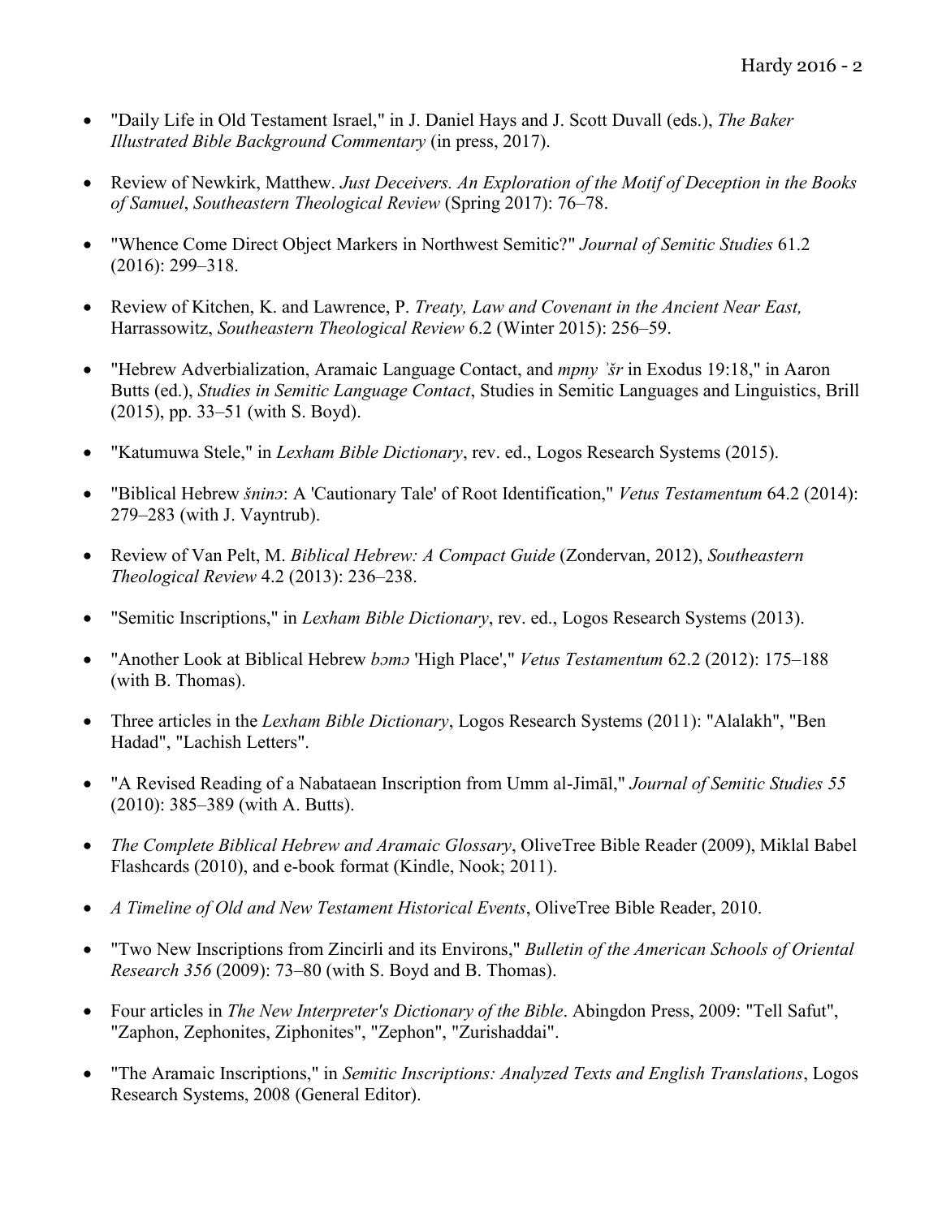- "Daily Life in Old Testament Israel," in J. Daniel Hays and J. Scott Duvall (eds.), *The Baker Illustrated Bible Background Commentary* (in press, 2017).

- Review of Newkirk, Matthew. *Just Deceivers. An Exploration of the Motif of Deception in the Books of Samuel*, *Southeastern Theological Review* (Spring 2017): 76–78.

- "Whence Come Direct Object Markers in Northwest Semitic?" *Journal of Semitic Studies* 61.2 (2016): 299–318.

- Review of Kitchen, K. and Lawrence, P. *Treaty, Law and Covenant in the Ancient Near East,* Harrassowitz, *Southeastern Theological Review* 6.2 (Winter 2015): 256–59.

- "Hebrew Adverbialization, Aramaic Language Contact, and *mpny ʾšr* in Exodus 19:18," in Aaron Butts (ed.), *Studies in Semitic Language Contact*, Studies in Semitic Languages and Linguistics, Brill (2015), pp. 33–51 (with S. Boyd).

- "Katumuwa Stele," in *Lexham Bible Dictionary*, rev. ed., Logos Research Systems (2015).

- "Biblical Hebrew *šninɔ*: A 'Cautionary Tale' of Root Identification," *Vetus Testamentum* 64.2 (2014): 279–283 (with J. Vayntrub).

- Review of Van Pelt, M. *Biblical Hebrew: A Compact Guide* (Zondervan, 2012), *Southeastern Theological Review* 4.2 (2013): 236–238.

- "Semitic Inscriptions," in *Lexham Bible Dictionary*, rev. ed., Logos Research Systems (2013).

- "Another Look at Biblical Hebrew *bɔmɔ* 'High Place'," *Vetus Testamentum* 62.2 (2012): 175–188 (with B. Thomas).

- Three articles in the *Lexham Bible Dictionary*, Logos Research Systems (2011): "Alalakh", "Ben Hadad", "Lachish Letters".

- "A Revised Reading of a Nabataean Inscription from Umm al-Jimāl," *Journal of Semitic Studies 55* (2010): 385–389 (with A. Butts).

- *The Complete Biblical Hebrew and Aramaic Glossary*, OliveTree Bible Reader (2009), Miklal Babel Flashcards (2010), and e-book format (Kindle, Nook; 2011).

- *A Timeline of Old and New Testament Historical Events*, OliveTree Bible Reader, 2010.

- "Two New Inscriptions from Zincirli and its Environs," *Bulletin of the American Schools of Oriental Research 356* (2009): 73–80 (with S. Boyd and B. Thomas).

- Four articles in *The New Interpreter's Dictionary of the Bible*. Abingdon Press, 2009: "Tell Safut", "Zaphon, Zephonites, Ziphonites", "Zephon", "Zurishaddai".

- "The Aramaic Inscriptions," in *Semitic Inscriptions: Analyzed Texts and English Translations*, Logos Research Systems, 2008 (General Editor).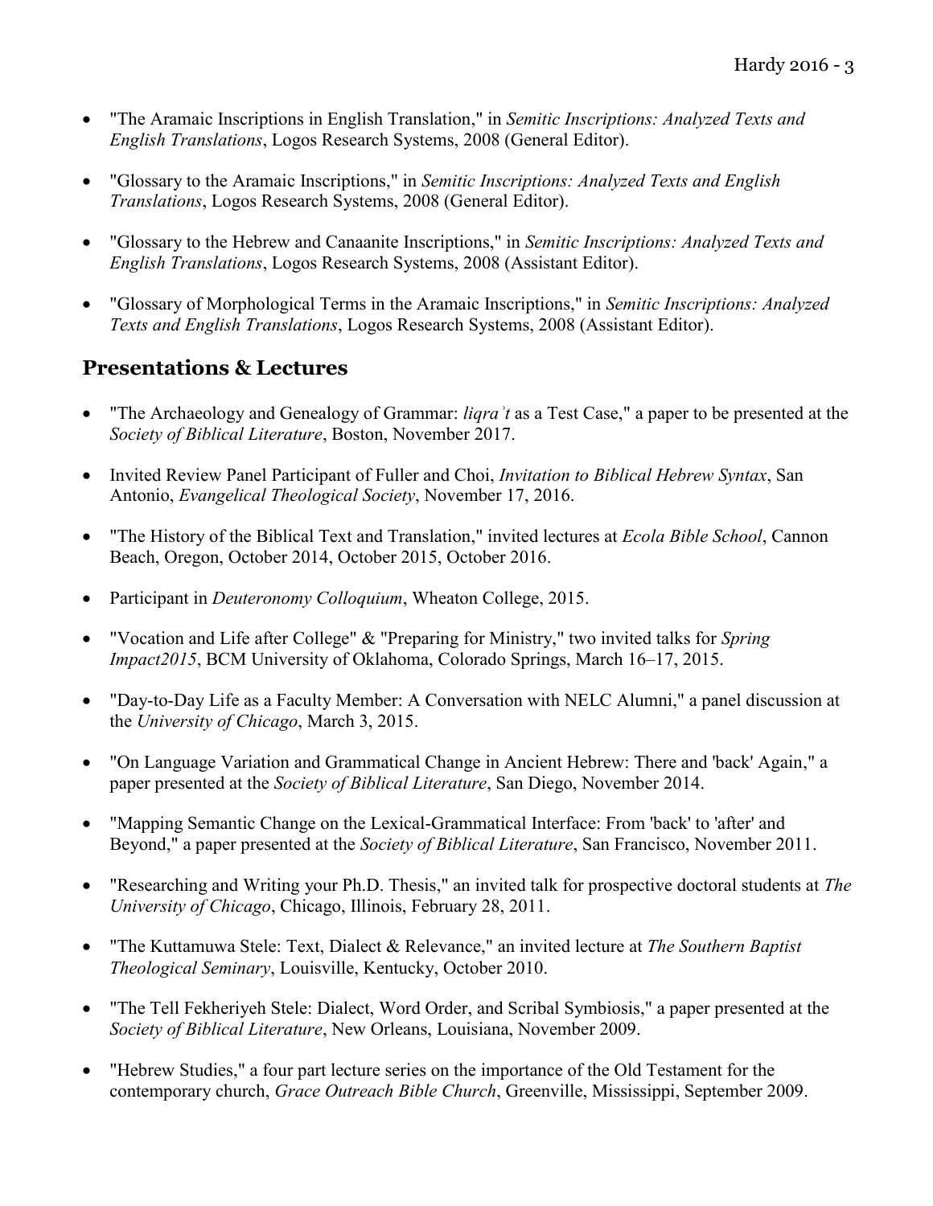- "The Aramaic Inscriptions in English Translation," in *Semitic Inscriptions: Analyzed Texts and English Translations*, Logos Research Systems, 2008 (General Editor).

- "Glossary to the Aramaic Inscriptions," in *Semitic Inscriptions: Analyzed Texts and English Translations*, Logos Research Systems, 2008 (General Editor).

- "Glossary to the Hebrew and Canaanite Inscriptions," in *Semitic Inscriptions: Analyzed Texts and English Translations*, Logos Research Systems, 2008 (Assistant Editor).

- "Glossary of Morphological Terms in the Aramaic Inscriptions," in *Semitic Inscriptions: Analyzed Texts and English Translations*, Logos Research Systems, 2008 (Assistant Editor).

## Presentations & Lectures

- "The Archaeology and Genealogy of Grammar: *liqraʾt* as a Test Case," a paper to be presented at the *Society of Biblical Literature*, Boston, November 2017.

- Invited Review Panel Participant of Fuller and Choi, *Invitation to Biblical Hebrew Syntax*, San Antonio, *Evangelical Theological Society*, November 17, 2016.

- "The History of the Biblical Text and Translation," invited lectures at *Ecola Bible School*, Cannon Beach, Oregon, October 2014, October 2015, October 2016.

- Participant in *Deuteronomy Colloquium*, Wheaton College, 2015.

- "Vocation and Life after College" & "Preparing for Ministry," two invited talks for *Spring Impact2015*, BCM University of Oklahoma, Colorado Springs, March 16–17, 2015.

- "Day-to-Day Life as a Faculty Member: A Conversation with NELC Alumni," a panel discussion at the *University of Chicago*, March 3, 2015.

- "On Language Variation and Grammatical Change in Ancient Hebrew: There and 'back' Again," a paper presented at the *Society of Biblical Literature*, San Diego, November 2014.

- "Mapping Semantic Change on the Lexical-Grammatical Interface: From 'back' to 'after' and Beyond," a paper presented at the *Society of Biblical Literature*, San Francisco, November 2011.

- "Researching and Writing your Ph.D. Thesis," an invited talk for prospective doctoral students at *The University of Chicago*, Chicago, Illinois, February 28, 2011.

- "The Kuttamuwa Stele: Text, Dialect & Relevance," an invited lecture at *The Southern Baptist Theological Seminary*, Louisville, Kentucky, October 2010.

- "The Tell Fekheriyeh Stele: Dialect, Word Order, and Scribal Symbiosis," a paper presented at the *Society of Biblical Literature*, New Orleans, Louisiana, November 2009.

- "Hebrew Studies," a four part lecture series on the importance of the Old Testament for the contemporary church, *Grace Outreach Bible Church*, Greenville, Mississippi, September 2009.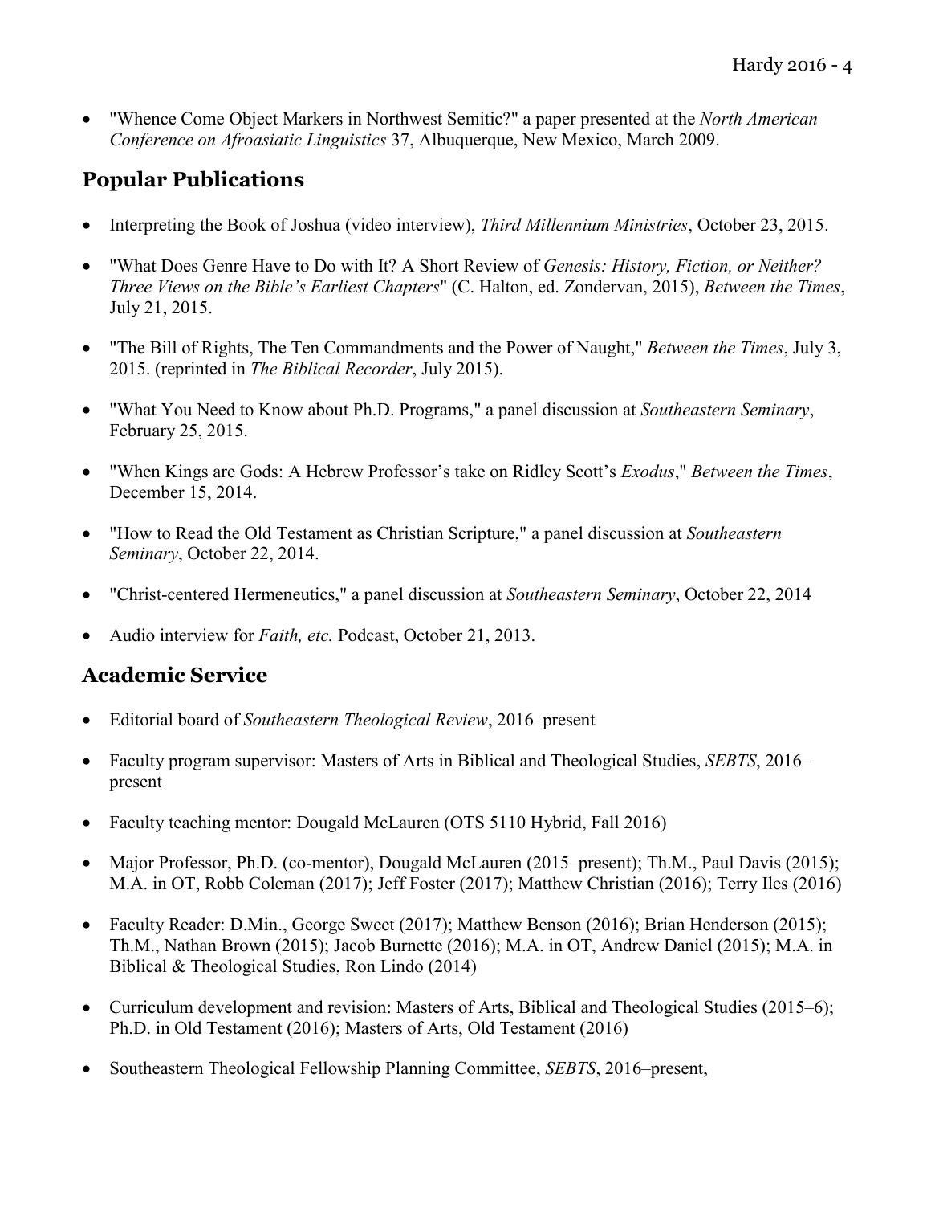- "Whence Come Object Markers in Northwest Semitic?" a paper presented at the *North American Conference on Afroasiatic Linguistics* 37, Albuquerque, New Mexico, March 2009.

## Popular Publications

- Interpreting the Book of Joshua (video interview), *Third Millennium Ministries*, October 23, 2015.
- "What Does Genre Have to Do with It? A Short Review of *Genesis: History, Fiction, or Neither? Three Views on the Bible's Earliest Chapters*" (C. Halton, ed. Zondervan, 2015), *Between the Times*, July 21, 2015.
- "The Bill of Rights, The Ten Commandments and the Power of Naught," *Between the Times*, July 3, 2015. (reprinted in *The Biblical Recorder*, July 2015).
- "What You Need to Know about Ph.D. Programs," a panel discussion at *Southeastern Seminary*, February 25, 2015.
- "When Kings are Gods: A Hebrew Professor's take on Ridley Scott's *Exodus*," *Between the Times*, December 15, 2014.
- "How to Read the Old Testament as Christian Scripture," a panel discussion at *Southeastern Seminary*, October 22, 2014.
- "Christ-centered Hermeneutics," a panel discussion at *Southeastern Seminary*, October 22, 2014
- Audio interview for *Faith, etc.* Podcast, October 21, 2013.

## Academic Service

- Editorial board of *Southeastern Theological Review*, 2016–present
- Faculty program supervisor: Masters of Arts in Biblical and Theological Studies, *SEBTS*, 2016–present
- Faculty teaching mentor: Dougald McLauren (OTS 5110 Hybrid, Fall 2016)
- Major Professor, Ph.D. (co-mentor), Dougald McLauren (2015–present); Th.M., Paul Davis (2015); M.A. in OT, Robb Coleman (2017); Jeff Foster (2017); Matthew Christian (2016); Terry Iles (2016)
- Faculty Reader: D.Min., George Sweet (2017); Matthew Benson (2016); Brian Henderson (2015); Th.M., Nathan Brown (2015); Jacob Burnette (2016); M.A. in OT, Andrew Daniel (2015); M.A. in Biblical & Theological Studies, Ron Lindo (2014)
- Curriculum development and revision: Masters of Arts, Biblical and Theological Studies (2015–6); Ph.D. in Old Testament (2016); Masters of Arts, Old Testament (2016)
- Southeastern Theological Fellowship Planning Committee, *SEBTS*, 2016–present,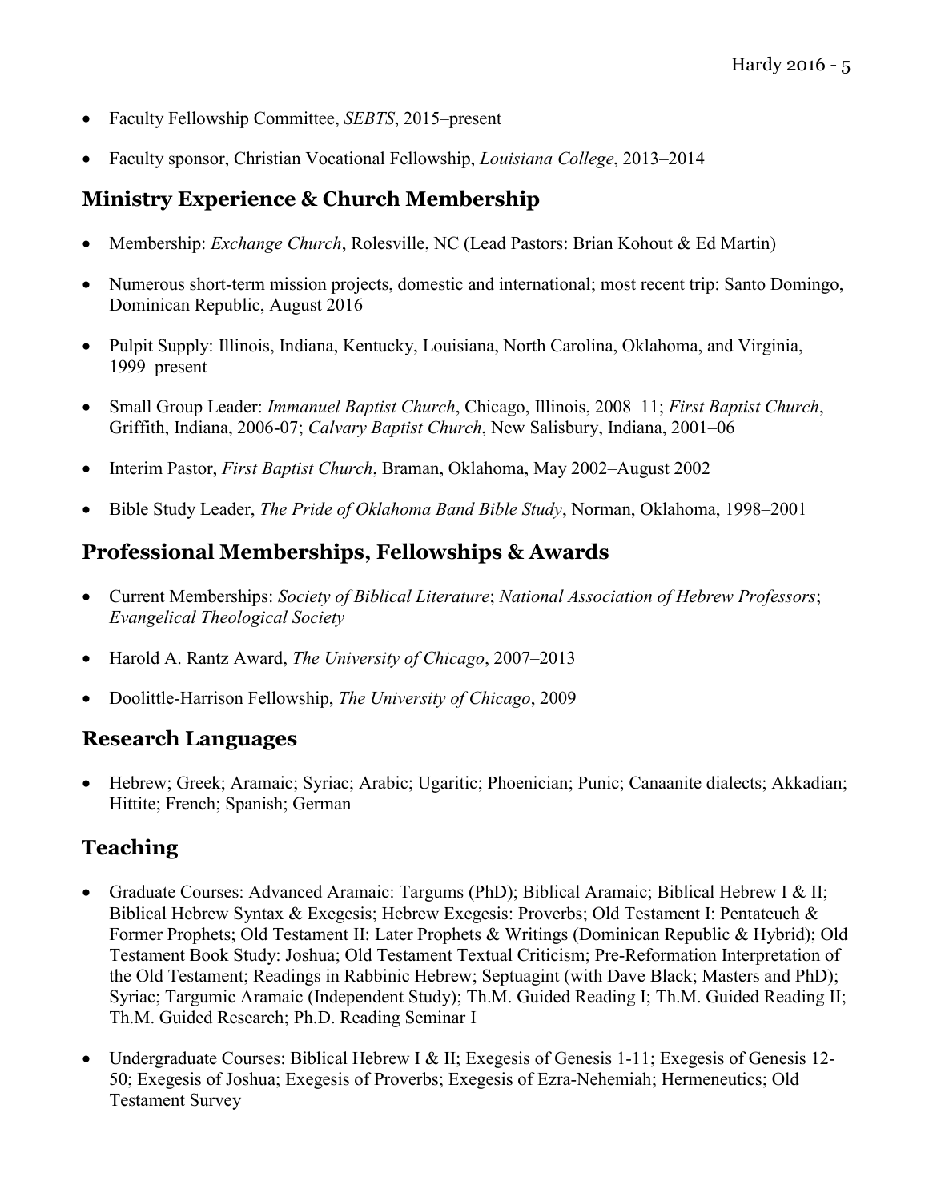- Faculty Fellowship Committee, *SEBTS*, 2015–present
- Faculty sponsor, Christian Vocational Fellowship, *Louisiana College*, 2013–2014

## Ministry Experience & Church Membership

- Membership: *Exchange Church*, Rolesville, NC (Lead Pastors: Brian Kohout & Ed Martin)
- Numerous short-term mission projects, domestic and international; most recent trip: Santo Domingo, Dominican Republic, August 2016
- Pulpit Supply: Illinois, Indiana, Kentucky, Louisiana, North Carolina, Oklahoma, and Virginia, 1999–present
- Small Group Leader: *Immanuel Baptist Church*, Chicago, Illinois, 2008–11; *First Baptist Church*, Griffith, Indiana, 2006-07; *Calvary Baptist Church*, New Salisbury, Indiana, 2001–06
- Interim Pastor, *First Baptist Church*, Braman, Oklahoma, May 2002–August 2002
- Bible Study Leader, *The Pride of Oklahoma Band Bible Study*, Norman, Oklahoma, 1998–2001

## Professional Memberships, Fellowships & Awards

- Current Memberships: *Society of Biblical Literature*; *National Association of Hebrew Professors*; *Evangelical Theological Society*
- Harold A. Rantz Award, *The University of Chicago*, 2007–2013
- Doolittle-Harrison Fellowship, *The University of Chicago*, 2009

## Research Languages

- Hebrew; Greek; Aramaic; Syriac; Arabic; Ugaritic; Phoenician; Punic; Canaanite dialects; Akkadian; Hittite; French; Spanish; German

## Teaching

- Graduate Courses: Advanced Aramaic: Targums (PhD); Biblical Aramaic; Biblical Hebrew I & II; Biblical Hebrew Syntax & Exegesis; Hebrew Exegesis: Proverbs; Old Testament I: Pentateuch & Former Prophets; Old Testament II: Later Prophets & Writings (Dominican Republic & Hybrid); Old Testament Book Study: Joshua; Old Testament Textual Criticism; Pre-Reformation Interpretation of the Old Testament; Readings in Rabbinic Hebrew; Septuagint (with Dave Black; Masters and PhD); Syriac; Targumic Aramaic (Independent Study); Th.M. Guided Reading I; Th.M. Guided Reading II; Th.M. Guided Research; Ph.D. Reading Seminar I
- Undergraduate Courses: Biblical Hebrew I & II; Exegesis of Genesis 1-11; Exegesis of Genesis 12-50; Exegesis of Joshua; Exegesis of Proverbs; Exegesis of Ezra-Nehemiah; Hermeneutics; Old Testament Survey